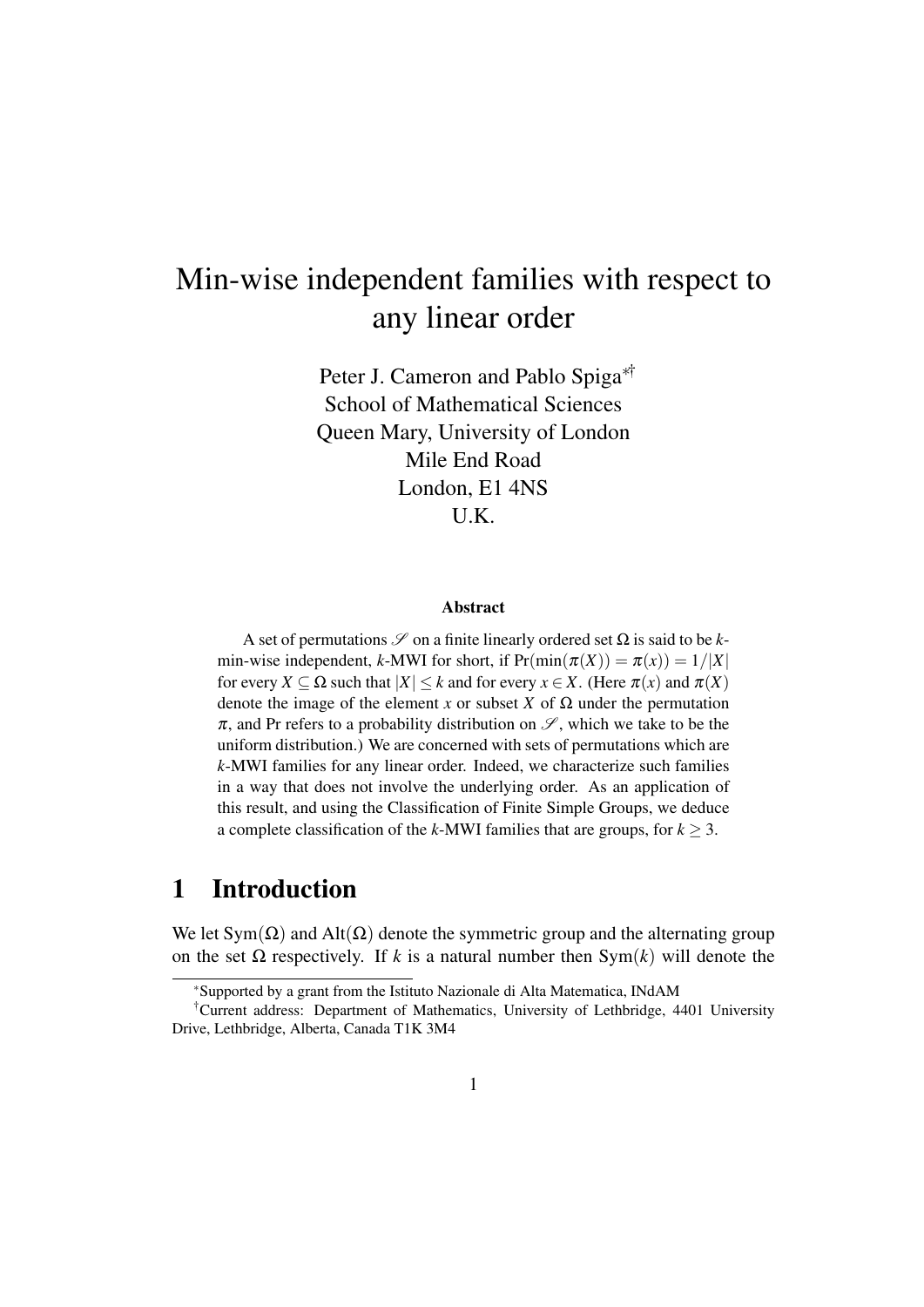# Min-wise independent families with respect to any linear order

Peter J. Cameron and Pablo Spiga[*][†]
School of Mathematical Sciences
Queen Mary, University of London
Mile End Road
London, E1 4NS
U.K.

### Abstract

A set of permutations $\mathscr{S}$ on a finite linearly ordered set $\Omega$ is said to be $k$-min-wise independent, $k$-MWI for short, if $\Pr(\min(\pi(X)) = \pi(x)) = 1/|X|$ for every $X \subseteq \Omega$ such that $|X| \leq k$ and for every $x \in X$. (Here $\pi(x)$ and $\pi(X)$ denote the image of the element $x$ or subset $X$ of $\Omega$ under the permutation $\pi$, and Pr refers to a probability distribution on $\mathscr{S}$, which we take to be the uniform distribution.) We are concerned with sets of permutations which are $k$-MWI families for any linear order. Indeed, we characterize such families in a way that does not involve the underlying order. As an application of this result, and using the Classification of Finite Simple Groups, we deduce a complete classification of the $k$-MWI families that are groups, for $k \geq 3$.

## 1 Introduction

We let $\mathrm{Sym}(\Omega)$ and $\mathrm{Alt}(\Omega)$ denote the symmetric group and the alternating group on the set $\Omega$ respectively. If $k$ is a natural number then $\mathrm{Sym}(k)$ will denote the

[*] Supported by a grant from the Istituto Nazionale di Alta Matematica, INdAM

[†] Current address: Department of Mathematics, University of Lethbridge, 4401 University Drive, Lethbridge, Alberta, Canada T1K 3M4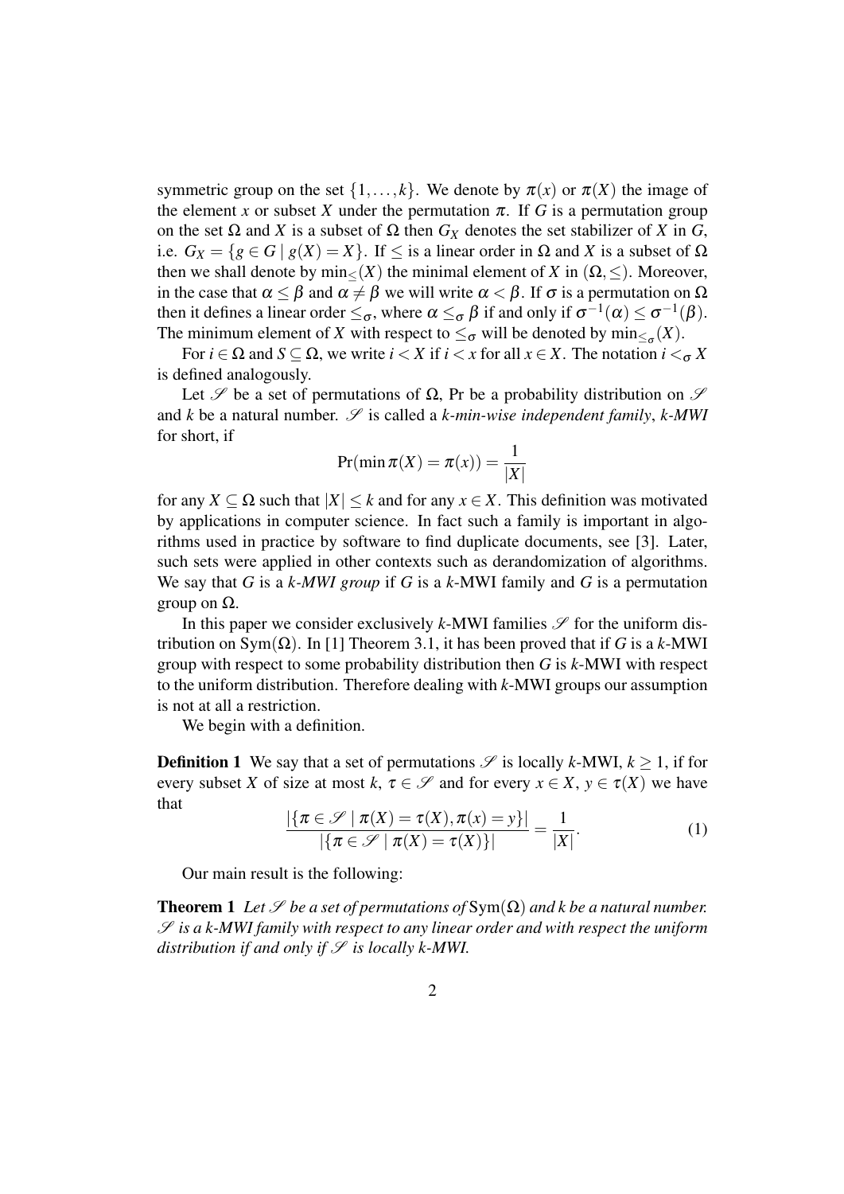symmetric group on the set $\{1,\ldots,k\}$. We denote by $\pi(x)$ or $\pi(X)$ the image of the element $x$ or subset $X$ under the permutation $\pi$. If $G$ is a permutation group on the set $\Omega$ and $X$ is a subset of $\Omega$ then $G_X$ denotes the set stabilizer of $X$ in $G$, i.e. $G_X = \{g \in G \mid g(X) = X\}$. If $\leq$ is a linear order in $\Omega$ and $X$ is a subset of $\Omega$ then we shall denote by $\min_{\leq}(X)$ the minimal element of $X$ in $(\Omega, \leq)$. Moreover, in the case that $\alpha \leq \beta$ and $\alpha \neq \beta$ we will write $\alpha < \beta$. If $\sigma$ is a permutation on $\Omega$ then it defines a linear order $\leq_\sigma$, where $\alpha \leq_\sigma \beta$ if and only if $\sigma^{-1}(\alpha) \leq \sigma^{-1}(\beta)$. The minimum element of $X$ with respect to $\leq_\sigma$ will be denoted by $\min_{\leq_\sigma}(X)$.

For $i \in \Omega$ and $S \subseteq \Omega$, we write $i < X$ if $i < x$ for all $x \in X$. The notation $i <_\sigma X$ is defined analogously.

Let $\mathscr{S}$ be a set of permutations of $\Omega$, Pr be a probability distribution on $\mathscr{S}$ and $k$ be a natural number. $\mathscr{S}$ is called a *$k$-min-wise independent family*, *$k$-MWI* for short, if

$$\Pr(\min \pi(X) = \pi(x)) = \frac{1}{|X|}$$

for any $X \subseteq \Omega$ such that $|X| \leq k$ and for any $x \in X$. This definition was motivated by applications in computer science. In fact such a family is important in algorithms used in practice by software to find duplicate documents, see [3]. Later, such sets were applied in other contexts such as derandomization of algorithms. We say that $G$ is a *$k$-MWI group* if $G$ is a $k$-MWI family and $G$ is a permutation group on $\Omega$.

In this paper we consider exclusively $k$-MWI families $\mathscr{S}$ for the uniform distribution on $\mathrm{Sym}(\Omega)$. In [1] Theorem 3.1, it has been proved that if $G$ is a $k$-MWI group with respect to some probability distribution then $G$ is $k$-MWI with respect to the uniform distribution. Therefore dealing with $k$-MWI groups our assumption is not at all a restriction.

We begin with a definition.

**Definition 1** We say that a set of permutations $\mathscr{S}$ is locally $k$-MWI, $k \geq 1$, if for every subset $X$ of size at most $k$, $\tau \in \mathscr{S}$ and for every $x \in X$, $y \in \tau(X)$ we have that

$$\frac{|\{\pi \in \mathscr{S} \mid \pi(X) = \tau(X), \pi(x) = y\}|}{|\{\pi \in \mathscr{S} \mid \pi(X) = \tau(X)\}|} = \frac{1}{|X|}. \tag{1}$$

Our main result is the following:

**Theorem 1** *Let $\mathscr{S}$ be a set of permutations of $\mathrm{Sym}(\Omega)$ and $k$ be a natural number. $\mathscr{S}$ is a $k$-MWI family with respect to any linear order and with respect the uniform distribution if and only if $\mathscr{S}$ is locally $k$-MWI.*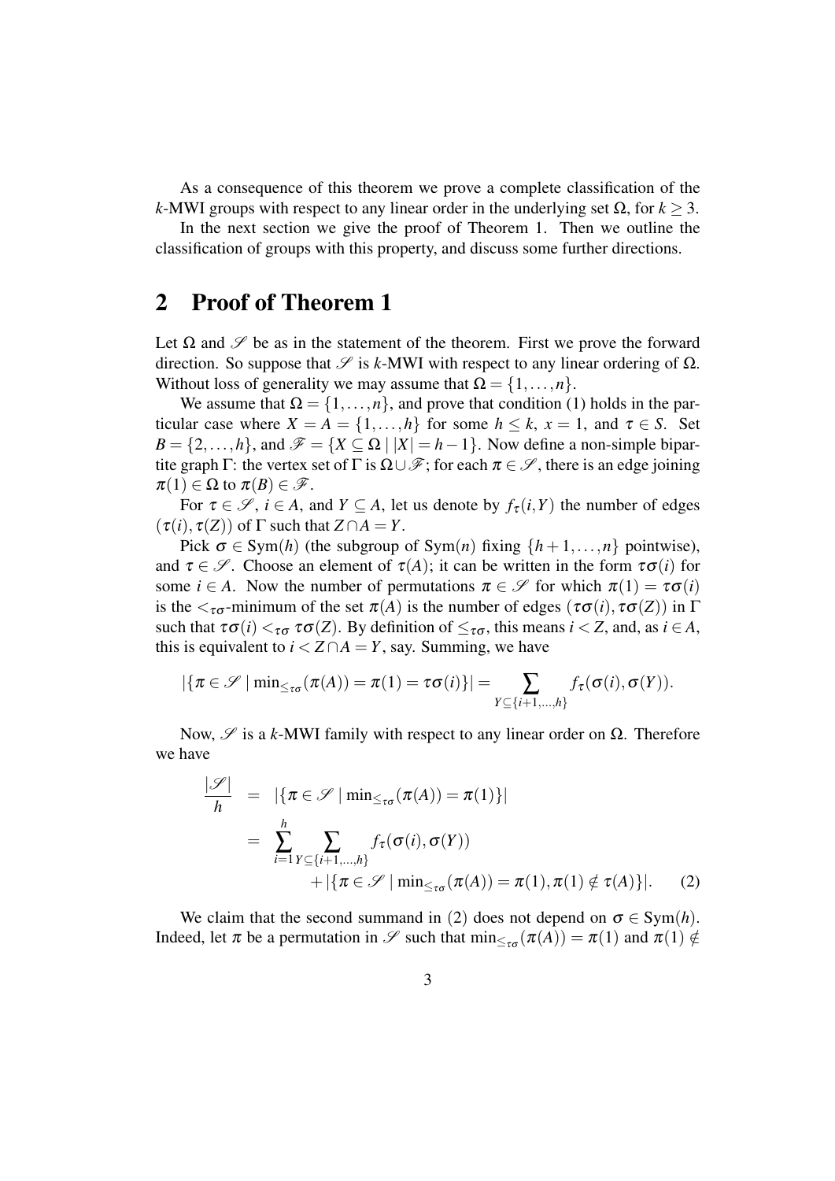As a consequence of this theorem we prove a complete classification of the $k$-MWI groups with respect to any linear order in the underlying set $\Omega$, for $k \geq 3$.

In the next section we give the proof of Theorem 1. Then we outline the classification of groups with this property, and discuss some further directions.

## 2 Proof of Theorem 1

Let $\Omega$ and $\mathscr{S}$ be as in the statement of the theorem. First we prove the forward direction. So suppose that $\mathscr{S}$ is $k$-MWI with respect to any linear ordering of $\Omega$. Without loss of generality we may assume that $\Omega = \{1, \ldots, n\}$.

We assume that $\Omega = \{1, \ldots, n\}$, and prove that condition (1) holds in the particular case where $X = A = \{1, \ldots, h\}$ for some $h \leq k$, $x = 1$, and $\tau \in S$. Set $B = \{2, \ldots, h\}$, and $\mathscr{F} = \{X \subseteq \Omega \mid |X| = h-1\}$. Now define a non-simple bipartite graph $\Gamma$: the vertex set of $\Gamma$ is $\Omega \cup \mathscr{F}$; for each $\pi \in \mathscr{S}$, there is an edge joining $\pi(1) \in \Omega$ to $\pi(B) \in \mathscr{F}$.

For $\tau \in \mathscr{S}$, $i \in A$, and $Y \subseteq A$, let us denote by $f_\tau(i, Y)$ the number of edges $(\tau(i), \tau(Z))$ of $\Gamma$ such that $Z \cap A = Y$.

Pick $\sigma \in \mathrm{Sym}(h)$ (the subgroup of $\mathrm{Sym}(n)$ fixing $\{h+1, \ldots, n\}$ pointwise), and $\tau \in \mathscr{S}$. Choose an element of $\tau(A)$; it can be written in the form $\tau\sigma(i)$ for some $i \in A$. Now the number of permutations $\pi \in \mathscr{S}$ for which $\pi(1) = \tau\sigma(i)$ is the $<_{\tau\sigma}$-minimum of the set $\pi(A)$ is the number of edges $(\tau\sigma(i), \tau\sigma(Z))$ in $\Gamma$ such that $\tau\sigma(i) <_{\tau\sigma} \tau\sigma(Z)$. By definition of $\leq_{\tau\sigma}$, this means $i < Z$, and, as $i \in A$, this is equivalent to $i < Z \cap A = Y$, say. Summing, we have

$$|\{\pi \in \mathscr{S} \mid \min_{\leq_{\tau\sigma}}(\pi(A)) = \pi(1) = \tau\sigma(i)\}| = \sum_{Y \subseteq \{i+1, \ldots, h\}} f_\tau(\sigma(i), \sigma(Y)).$$

Now, $\mathscr{S}$ is a $k$-MWI family with respect to any linear order on $\Omega$. Therefore we have

$$\begin{aligned}
\frac{|\mathscr{S}|}{h} &= |\{\pi \in \mathscr{S} \mid \min_{\leq_{\tau\sigma}}(\pi(A)) = \pi(1)\}| \\
&= \sum_{i=1}^{h} \sum_{Y \subseteq \{i+1, \ldots, h\}} f_\tau(\sigma(i), \sigma(Y)) \\
&\qquad + |\{\pi \in \mathscr{S} \mid \min_{\leq_{\tau\sigma}}(\pi(A)) = \pi(1), \pi(1) \notin \tau(A)\}|. \qquad (2)
\end{aligned}$$

We claim that the second summand in (2) does not depend on $\sigma \in \mathrm{Sym}(h)$. Indeed, let $\pi$ be a permutation in $\mathscr{S}$ such that $\min_{\leq_{\tau\sigma}}(\pi(A)) = \pi(1)$ and $\pi(1) \notin$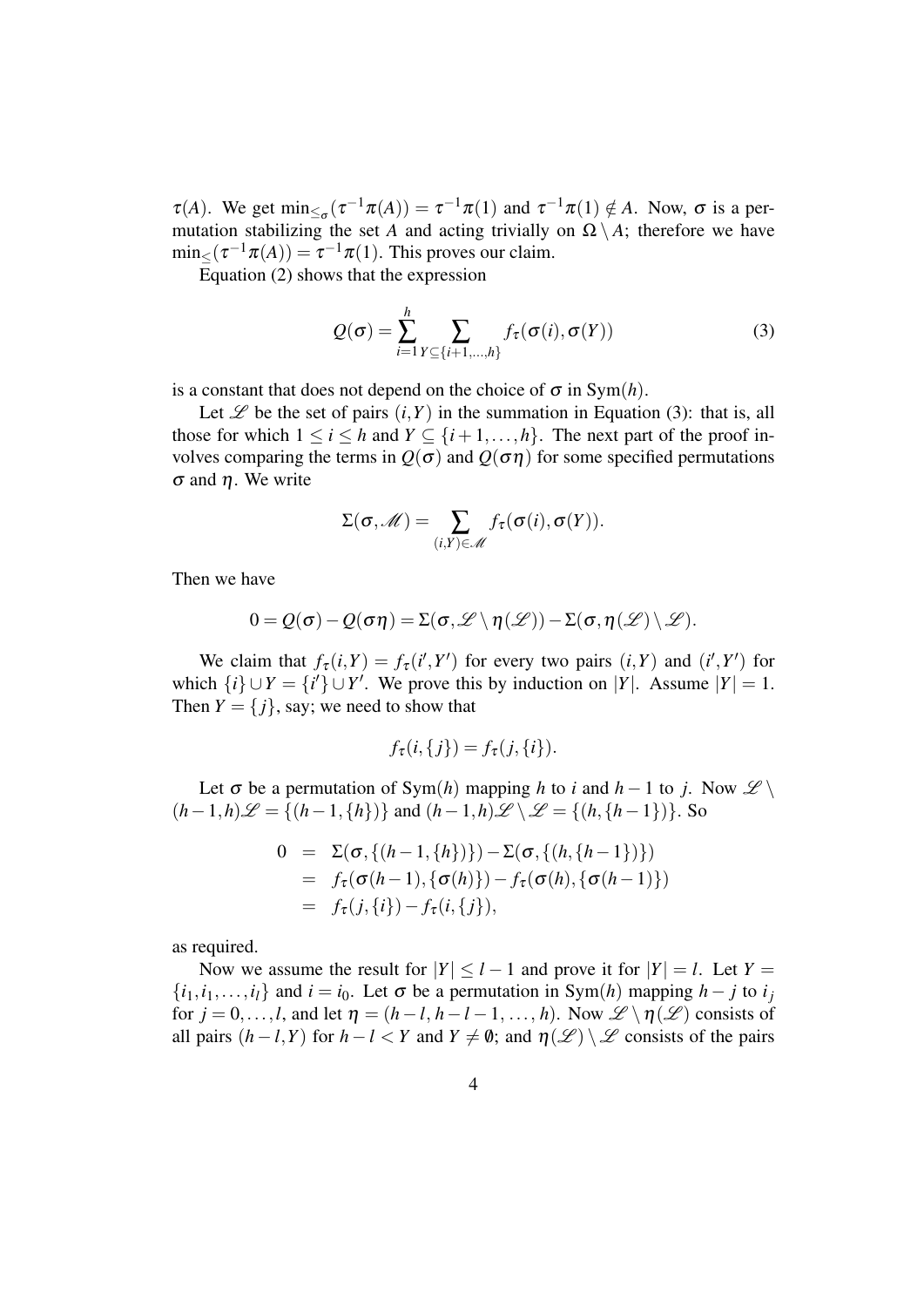$\tau(A)$. We get $\min_{\leq_\sigma}(\tau^{-1}\pi(A)) = \tau^{-1}\pi(1)$ and $\tau^{-1}\pi(1) \notin A$. Now, $\sigma$ is a permutation stabilizing the set $A$ and acting trivially on $\Omega \setminus A$; therefore we have $\min_{\leq}(\tau^{-1}\pi(A)) = \tau^{-1}\pi(1)$. This proves our claim.

Equation (2) shows that the expression

$$Q(\sigma) = \sum_{i=1}^{h} \sum_{Y \subseteq \{i+1,\ldots,h\}} f_\tau(\sigma(i), \sigma(Y)) \tag{3}$$

is a constant that does not depend on the choice of $\sigma$ in $\mathrm{Sym}(h)$.

Let $\mathscr{L}$ be the set of pairs $(i,Y)$ in the summation in Equation (3): that is, all those for which $1 \leq i \leq h$ and $Y \subseteq \{i+1,\ldots,h\}$. The next part of the proof involves comparing the terms in $Q(\sigma)$ and $Q(\sigma\eta)$ for some specified permutations $\sigma$ and $\eta$. We write

$$\Sigma(\sigma, \mathscr{M}) = \sum_{(i,Y)\in\mathscr{M}} f_\tau(\sigma(i), \sigma(Y)).$$

Then we have

$$0 = Q(\sigma) - Q(\sigma\eta) = \Sigma(\sigma, \mathscr{L} \setminus \eta(\mathscr{L})) - \Sigma(\sigma, \eta(\mathscr{L}) \setminus \mathscr{L}).$$

We claim that $f_\tau(i,Y) = f_\tau(i',Y')$ for every two pairs $(i,Y)$ and $(i',Y')$ for which $\{i\} \cup Y = \{i'\} \cup Y'$. We prove this by induction on $|Y|$. Assume $|Y| = 1$. Then $Y = \{j\}$, say; we need to show that

$$f_\tau(i, \{j\}) = f_\tau(j, \{i\}).$$

Let $\sigma$ be a permutation of $\mathrm{Sym}(h)$ mapping $h$ to $i$ and $h-1$ to $j$. Now $\mathscr{L} \setminus (h-1,h)\mathscr{L} = \{(h-1,\{h\})\}$ and $(h-1,h)\mathscr{L} \setminus \mathscr{L} = \{(h,\{h-1\})\}$. So

$$\begin{aligned}
0 &= \Sigma(\sigma, \{(h-1,\{h\})\}) - \Sigma(\sigma, \{(h,\{h-1\})\}) \\
&= f_\tau(\sigma(h-1), \{\sigma(h)\}) - f_\tau(\sigma(h), \{\sigma(h-1)\}) \\
&= f_\tau(j, \{i\}) - f_\tau(i, \{j\}),
\end{aligned}$$

as required.

Now we assume the result for $|Y| \leq l-1$ and prove it for $|Y| = l$. Let $Y = \{i_1, i_1, \ldots, i_l\}$ and $i = i_0$. Let $\sigma$ be a permutation in $\mathrm{Sym}(h)$ mapping $h-j$ to $i_j$ for $j = 0, \ldots, l$, and let $\eta = (h-l, h-l-1, \ldots, h)$. Now $\mathscr{L} \setminus \eta(\mathscr{L})$ consists of all pairs $(h-l, Y)$ for $h-l < Y$ and $Y \neq \emptyset$; and $\eta(\mathscr{L}) \setminus \mathscr{L}$ consists of the pairs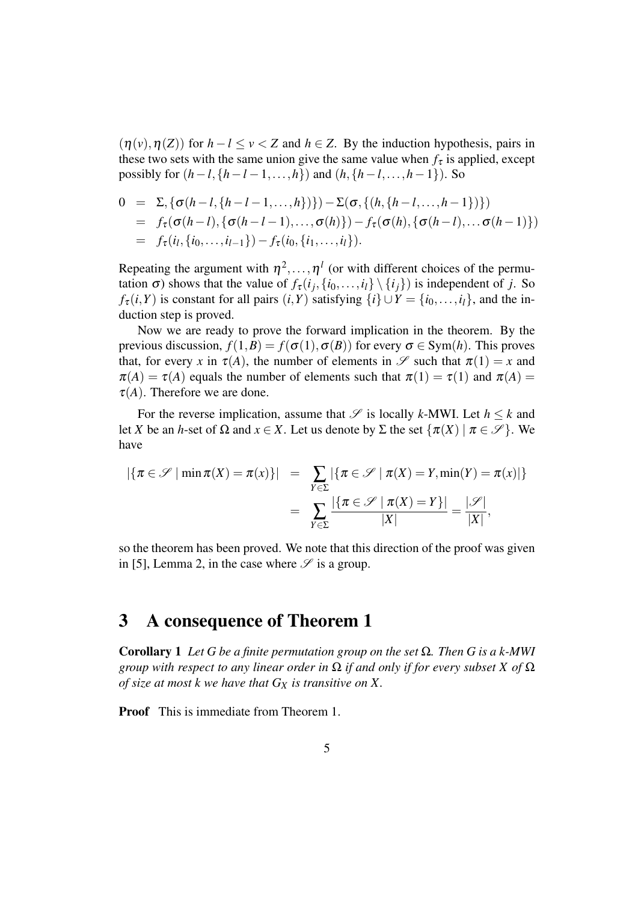$(\eta(v), \eta(Z))$ for $h-l \leq v < Z$ and $h \in Z$. By the induction hypothesis, pairs in these two sets with the same union give the same value when $f_\tau$ is applied, except possibly for $(h-l, \{h-l-1, \ldots, h\})$ and $(h, \{h-l, \ldots, h-1\})$. So

$$
\begin{aligned}
0 &= \Sigma, \{\sigma(h-l, \{h-l-1, \ldots, h\})\}) - \Sigma(\sigma, \{(h, \{h-l, \ldots, h-1\})\}) \\
&= f_\tau(\sigma(h-l), \{\sigma(h-l-1), \ldots, \sigma(h)\}) - f_\tau(\sigma(h), \{\sigma(h-l), \ldots \sigma(h-1)\}) \\
&= f_\tau(i_l, \{i_0, \ldots, i_{l-1}\}) - f_\tau(i_0, \{i_1, \ldots, i_l\}).
\end{aligned}
$$

Repeating the argument with $\eta^2, \ldots, \eta^l$ (or with different choices of the permutation $\sigma$) shows that the value of $f_\tau(i_j, \{i_0, \ldots, i_l\} \setminus \{i_j\})$ is independent of $j$. So $f_\tau(i, Y)$ is constant for all pairs $(i, Y)$ satisfying $\{i\} \cup Y = \{i_0, \ldots, i_l\}$, and the induction step is proved.

Now we are ready to prove the forward implication in the theorem. By the previous discussion, $f(1, B) = f(\sigma(1), \sigma(B))$ for every $\sigma \in \mathrm{Sym}(h)$. This proves that, for every $x$ in $\tau(A)$, the number of elements in $\mathscr{S}$ such that $\pi(1) = x$ and $\pi(A) = \tau(A)$ equals the number of elements such that $\pi(1) = \tau(1)$ and $\pi(A) = \tau(A)$. Therefore we are done.

For the reverse implication, assume that $\mathscr{S}$ is locally $k$-MWI. Let $h \leq k$ and let $X$ be an $h$-set of $\Omega$ and $x \in X$. Let us denote by $\Sigma$ the set $\{\pi(X) \mid \pi \in \mathscr{S}\}$. We have

$$
\begin{aligned}
|\{\pi \in \mathscr{S} \mid \min \pi(X) = \pi(x)\}| &= \sum_{Y \in \Sigma} |\{\pi \in \mathscr{S} \mid \pi(X) = Y, \min(Y) = \pi(x)|\} \\
&= \sum_{Y \in \Sigma} \frac{|\{\pi \in \mathscr{S} \mid \pi(X) = Y\}|}{|X|} = \frac{|\mathscr{S}|}{|X|},
\end{aligned}
$$

so the theorem has been proved. We note that this direction of the proof was given in [5], Lemma 2, in the case where $\mathscr{S}$ is a group.

# 3 A consequence of Theorem 1

**Corollary 1** *Let $G$ be a finite permutation group on the set $\Omega$. Then $G$ is a $k$-MWI group with respect to any linear order in $\Omega$ if and only if for every subset $X$ of $\Omega$ of size at most $k$ we have that $G_X$ is transitive on $X$.*

**Proof** This is immediate from Theorem 1.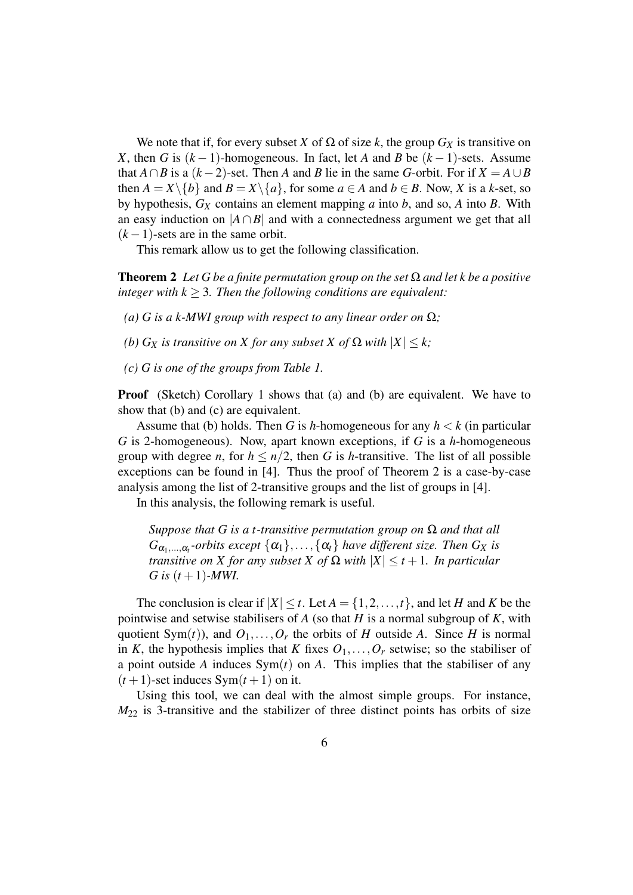We note that if, for every subset $X$ of $\Omega$ of size $k$, the group $G_X$ is transitive on $X$, then $G$ is $(k-1)$-homogeneous. In fact, let $A$ and $B$ be $(k-1)$-sets. Assume that $A \cap B$ is a $(k-2)$-set. Then $A$ and $B$ lie in the same $G$-orbit. For if $X = A \cup B$ then $A = X \setminus \{b\}$ and $B = X \setminus \{a\}$, for some $a \in A$ and $b \in B$. Now, $X$ is a $k$-set, so by hypothesis, $G_X$ contains an element mapping $a$ into $b$, and so, $A$ into $B$. With an easy induction on $|A \cap B|$ and with a connectedness argument we get that all $(k-1)$-sets are in the same orbit.

This remark allow us to get the following classification.

**Theorem 2** *Let $G$ be a finite permutation group on the set $\Omega$ and let $k$ be a positive integer with $k \geq 3$. Then the following conditions are equivalent:*

*(a) $G$ is a $k$-MWI group with respect to any linear order on $\Omega$;*

*(b) $G_X$ is transitive on $X$ for any subset $X$ of $\Omega$ with $|X| \leq k$;*

*(c) $G$ is one of the groups from Table 1.*

**Proof** (Sketch) Corollary 1 shows that (a) and (b) are equivalent. We have to show that (b) and (c) are equivalent.

Assume that (b) holds. Then $G$ is $h$-homogeneous for any $h < k$ (in particular $G$ is 2-homogeneous). Now, apart known exceptions, if $G$ is a $h$-homogeneous group with degree $n$, for $h \leq n/2$, then $G$ is $h$-transitive. The list of all possible exceptions can be found in [4]. Thus the proof of Theorem 2 is a case-by-case analysis among the list of 2-transitive groups and the list of groups in [4].

In this analysis, the following remark is useful.

> *Suppose that $G$ is a $t$-transitive permutation group on $\Omega$ and that all $G_{\alpha_1,\ldots,\alpha_t}$-orbits except $\{\alpha_1\}, \ldots, \{\alpha_t\}$ have different size. Then $G_X$ is transitive on $X$ for any subset $X$ of $\Omega$ with $|X| \leq t+1$. In particular $G$ is $(t+1)$-MWI.*

The conclusion is clear if $|X| \leq t$. Let $A = \{1, 2, \ldots, t\}$, and let $H$ and $K$ be the pointwise and setwise stabilisers of $A$ (so that $H$ is a normal subgroup of $K$, with quotient $\mathrm{Sym}(t)$), and $O_1, \ldots, O_r$ the orbits of $H$ outside $A$. Since $H$ is normal in $K$, the hypothesis implies that $K$ fixes $O_1, \ldots, O_r$ setwise; so the stabiliser of a point outside $A$ induces $\mathrm{Sym}(t)$ on $A$. This implies that the stabiliser of any $(t+1)$-set induces $\mathrm{Sym}(t+1)$ on it.

Using this tool, we can deal with the almost simple groups. For instance, $M_{22}$ is 3-transitive and the stabilizer of three distinct points has orbits of size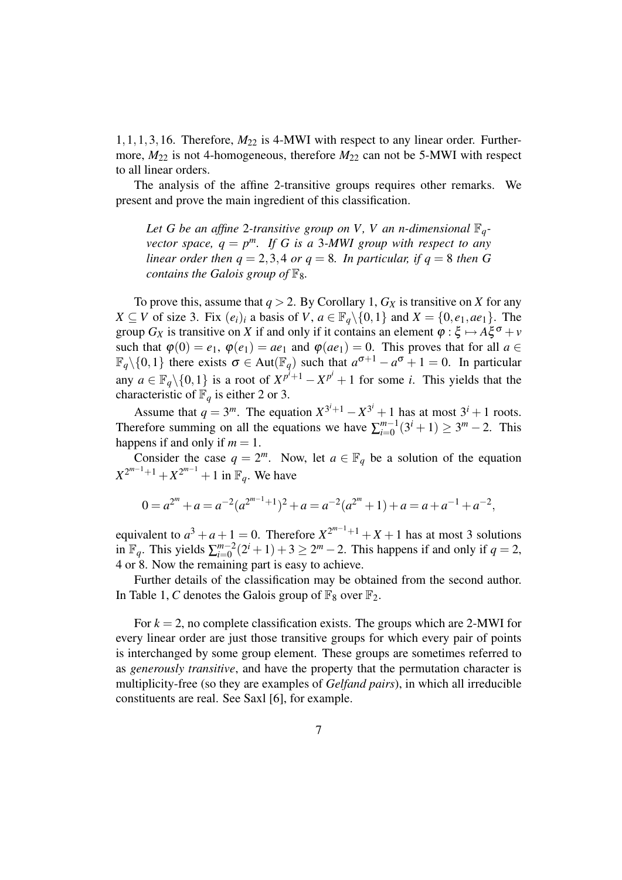1, 1, 1, 3, 16. Therefore, $M_{22}$ is 4-MWI with respect to any linear order. Furthermore, $M_{22}$ is not 4-homogeneous, therefore $M_{22}$ can not be 5-MWI with respect to all linear orders.

The analysis of the affine 2-transitive groups requires other remarks. We present and prove the main ingredient of this classification.

> *Let $G$ be an affine 2-transitive group on $V$, $V$ an $n$-dimensional $\mathbb{F}_q$-vector space, $q = p^m$. If $G$ is a 3-MWI group with respect to any linear order then $q = 2, 3, 4$ or $q = 8$. In particular, if $q = 8$ then $G$ contains the Galois group of $\mathbb{F}_8$.*

To prove this, assume that $q > 2$. By Corollary 1, $G_X$ is transitive on $X$ for any $X \subseteq V$ of size 3. Fix $(e_i)_i$ a basis of $V$, $a \in \mathbb{F}_q \backslash \{0, 1\}$ and $X = \{0, e_1, ae_1\}$. The group $G_X$ is transitive on $X$ if and only if it contains an element $\varphi : \xi \mapsto A\xi^\sigma + v$ such that $\varphi(0) = e_1$, $\varphi(e_1) = ae_1$ and $\varphi(ae_1) = 0$. This proves that for all $a \in \mathbb{F}_q \backslash \{0, 1\}$ there exists $\sigma \in \mathrm{Aut}(\mathbb{F}_q)$ such that $a^{\sigma+1} - a^\sigma + 1 = 0$. In particular any $a \in \mathbb{F}_q \backslash \{0, 1\}$ is a root of $X^{p^i+1} - X^{p^i} + 1$ for some $i$. This yields that the characteristic of $\mathbb{F}_q$ is either 2 or 3.

Assume that $q = 3^m$. The equation $X^{3^i+1} - X^{3^i} + 1$ has at most $3^i + 1$ roots. Therefore summing on all the equations we have $\sum_{i=0}^{m-1}(3^i + 1) \geq 3^m - 2$. This happens if and only if $m = 1$.

Consider the case $q = 2^m$. Now, let $a \in \mathbb{F}_q$ be a solution of the equation $X^{2^{m-1}+1} + X^{2^{m-1}} + 1$ in $\mathbb{F}_q$. We have

$$0 = a^{2^m} + a = a^{-2}(a^{2^{m-1}+1})^2 + a = a^{-2}(a^{2^m} + 1) + a = a + a^{-1} + a^{-2},$$

equivalent to $a^3 + a + 1 = 0$. Therefore $X^{2^{m-1}+1} + X + 1$ has at most 3 solutions in $\mathbb{F}_q$. This yields $\sum_{i=0}^{m-2}(2^i + 1) + 3 \geq 2^m - 2$. This happens if and only if $q = 2$, 4 or 8. Now the remaining part is easy to achieve.

Further details of the classification may be obtained from the second author. In Table 1, $C$ denotes the Galois group of $\mathbb{F}_8$ over $\mathbb{F}_2$.

For $k = 2$, no complete classification exists. The groups which are 2-MWI for every linear order are just those transitive groups for which every pair of points is interchanged by some group element. These groups are sometimes referred to as *generously transitive*, and have the property that the permutation character is multiplicity-free (so they are examples of *Gelfand pairs*), in which all irreducible constituents are real. See Saxl [6], for example.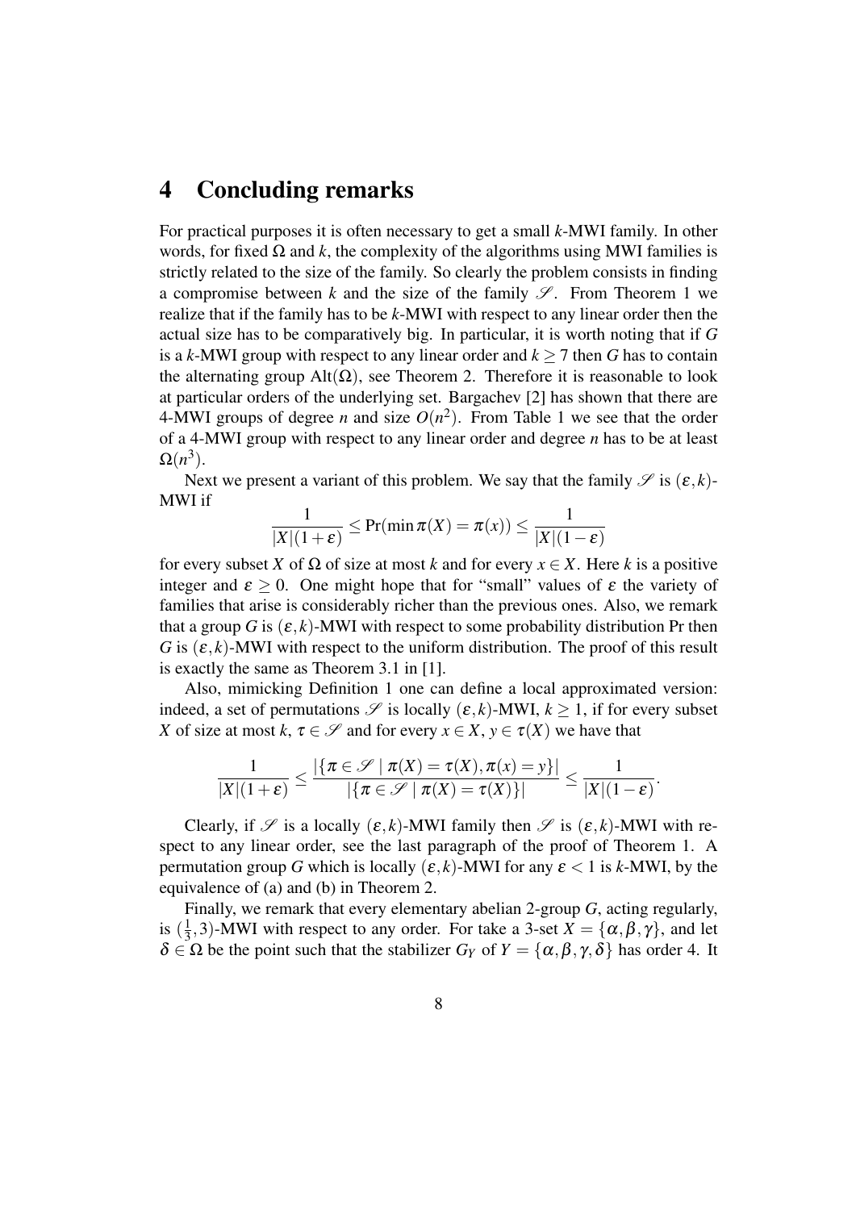## 4 Concluding remarks

For practical purposes it is often necessary to get a small $k$-MWI family. In other words, for fixed $\Omega$ and $k$, the complexity of the algorithms using MWI families is strictly related to the size of the family. So clearly the problem consists in finding a compromise between $k$ and the size of the family $\mathscr{S}$. From Theorem 1 we realize that if the family has to be $k$-MWI with respect to any linear order then the actual size has to be comparatively big. In particular, it is worth noting that if $G$ is a $k$-MWI group with respect to any linear order and $k \geq 7$ then $G$ has to contain the alternating group $\mathrm{Alt}(\Omega)$, see Theorem 2. Therefore it is reasonable to look at particular orders of the underlying set. Bargachev [2] has shown that there are 4-MWI groups of degree $n$ and size $O(n^2)$. From Table 1 we see that the order of a 4-MWI group with respect to any linear order and degree $n$ has to be at least $\Omega(n^3)$.

Next we present a variant of this problem. We say that the family $\mathscr{S}$ is $(\varepsilon, k)$-MWI if

$$\frac{1}{|X|(1+\varepsilon)} \leq \Pr(\min \pi(X) = \pi(x)) \leq \frac{1}{|X|(1-\varepsilon)}$$

for every subset $X$ of $\Omega$ of size at most $k$ and for every $x \in X$. Here $k$ is a positive integer and $\varepsilon \geq 0$. One might hope that for "small" values of $\varepsilon$ the variety of families that arise is considerably richer than the previous ones. Also, we remark that a group $G$ is $(\varepsilon, k)$-MWI with respect to some probability distribution Pr then $G$ is $(\varepsilon, k)$-MWI with respect to the uniform distribution. The proof of this result is exactly the same as Theorem 3.1 in [1].

Also, mimicking Definition 1 one can define a local approximated version: indeed, a set of permutations $\mathscr{S}$ is locally $(\varepsilon, k)$-MWI, $k \geq 1$, if for every subset $X$ of size at most $k$, $\tau \in \mathscr{S}$ and for every $x \in X$, $y \in \tau(X)$ we have that

$$\frac{1}{|X|(1+\varepsilon)} \leq \frac{|\{\pi \in \mathscr{S} \mid \pi(X) = \tau(X), \pi(x) = y\}|}{|\{\pi \in \mathscr{S} \mid \pi(X) = \tau(X)\}|} \leq \frac{1}{|X|(1-\varepsilon)}.$$

Clearly, if $\mathscr{S}$ is a locally $(\varepsilon, k)$-MWI family then $\mathscr{S}$ is $(\varepsilon, k)$-MWI with respect to any linear order, see the last paragraph of the proof of Theorem 1. A permutation group $G$ which is locally $(\varepsilon, k)$-MWI for any $\varepsilon < 1$ is $k$-MWI, by the equivalence of (a) and (b) in Theorem 2.

Finally, we remark that every elementary abelian 2-group $G$, acting regularly, is $(\frac{1}{3}, 3)$-MWI with respect to any order. For take a 3-set $X = \{\alpha, \beta, \gamma\}$, and let $\delta \in \Omega$ be the point such that the stabilizer $G_Y$ of $Y = \{\alpha, \beta, \gamma, \delta\}$ has order 4. It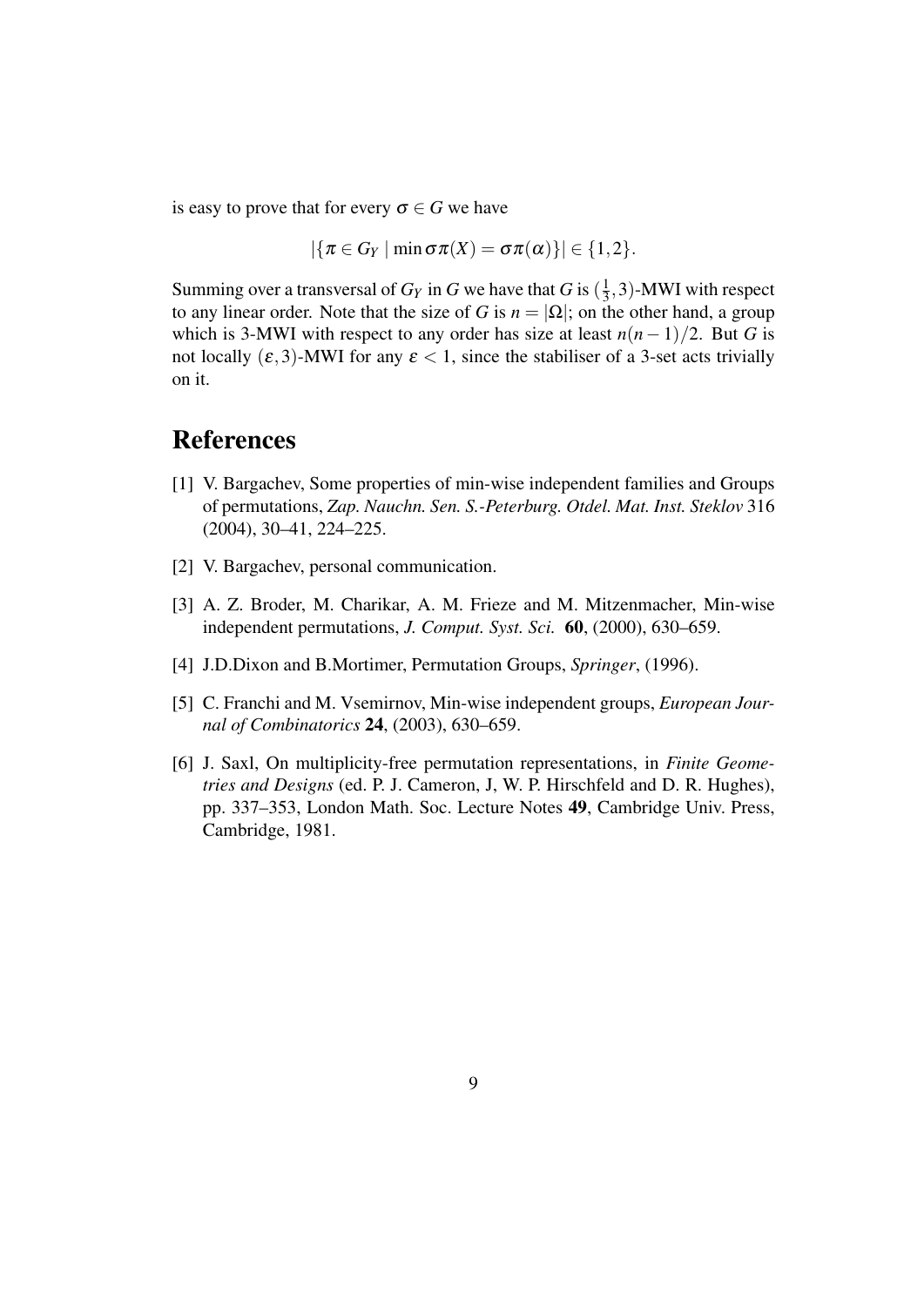is easy to prove that for every $\sigma \in G$ we have

$$|\{\pi \in G_Y \mid \min \sigma\pi(X) = \sigma\pi(\alpha)\}| \in \{1,2\}.$$

Summing over a transversal of $G_Y$ in $G$ we have that $G$ is $(\frac{1}{3}, 3)$-MWI with respect to any linear order. Note that the size of $G$ is $n = |\Omega|$; on the other hand, a group which is 3-MWI with respect to any order has size at least $n(n-1)/2$. But $G$ is not locally $(\varepsilon, 3)$-MWI for any $\varepsilon < 1$, since the stabiliser of a 3-set acts trivially on it.

# References

[1] V. Bargachev, Some properties of min-wise independent families and Groups of permutations, *Zap. Nauchn. Sen. S.-Peterburg. Otdel. Mat. Inst. Steklov* 316 (2004), 30–41, 224–225.

[2] V. Bargachev, personal communication.

[3] A. Z. Broder, M. Charikar, A. M. Frieze and M. Mitzenmacher, Min-wise independent permutations, *J. Comput. Syst. Sci.* **60**, (2000), 630–659.

[4] J.D.Dixon and B.Mortimer, Permutation Groups, *Springer*, (1996).

[5] C. Franchi and M. Vsemirnov, Min-wise independent groups, *European Journal of Combinatorics* **24**, (2003), 630–659.

[6] J. Saxl, On multiplicity-free permutation representations, in *Finite Geometries and Designs* (ed. P. J. Cameron, J, W. P. Hirschfeld and D. R. Hughes), pp. 337–353, London Math. Soc. Lecture Notes **49**, Cambridge Univ. Press, Cambridge, 1981.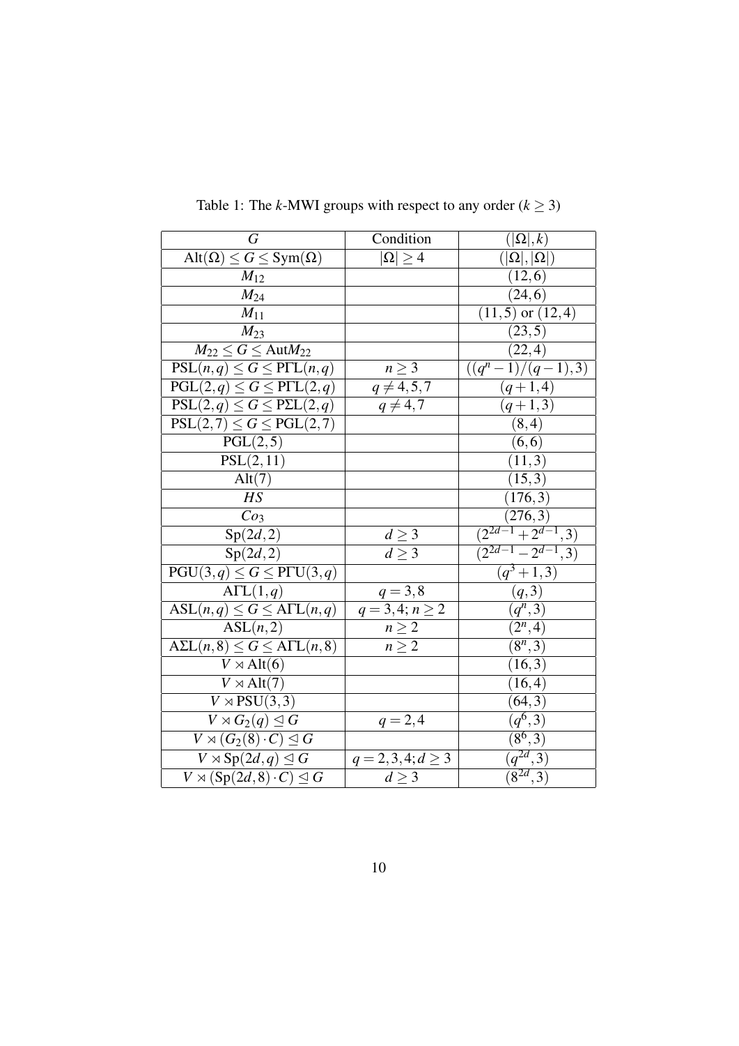Table 1: The $k$-MWI groups with respect to any order ($k \geq 3$)

| $G$ | Condition | $(\lvert\Omega\rvert, k)$ |
|---|---|---|
| $\mathrm{Alt}(\Omega) \leq G \leq \mathrm{Sym}(\Omega)$ | $\lvert\Omega\rvert \geq 4$ | $(\lvert\Omega\rvert, \lvert\Omega\rvert)$ |
| $M_{12}$ | | $(12,6)$ |
| $M_{24}$ | | $(24,6)$ |
| $M_{11}$ | | $(11,5)$ or $(12,4)$ |
| $M_{23}$ | | $(23,5)$ |
| $M_{22} \leq G \leq \mathrm{Aut}M_{22}$ | | $(22,4)$ |
| $\mathrm{PSL}(n,q) \leq G \leq \mathrm{P\Gamma L}(n,q)$ | $n \geq 3$ | $((q^n-1)/(q-1),3)$ |
| $\mathrm{PGL}(2,q) \leq G \leq \mathrm{P\Gamma L}(2,q)$ | $q \neq 4,5,7$ | $(q+1,4)$ |
| $\mathrm{PSL}(2,q) \leq G \leq \mathrm{P\Sigma L}(2,q)$ | $q \neq 4,7$ | $(q+1,3)$ |
| $\mathrm{PSL}(2,7) \leq G \leq \mathrm{PGL}(2,7)$ | | $(8,4)$ |
| $\mathrm{PGL}(2,5)$ | | $(6,6)$ |
| $\mathrm{PSL}(2,11)$ | | $(11,3)$ |
| $\mathrm{Alt}(7)$ | | $(15,3)$ |
| $HS$ | | $(176,3)$ |
| $Co_3$ | | $(276,3)$ |
| $\mathrm{Sp}(2d,2)$ | $d \geq 3$ | $(2^{2d-1}+2^{d-1},3)$ |
| $\mathrm{Sp}(2d,2)$ | $d \geq 3$ | $(2^{2d-1}-2^{d-1},3)$ |
| $\mathrm{PGU}(3,q) \leq G \leq \mathrm{P\Gamma U}(3,q)$ | | $(q^3+1,3)$ |
| $\mathrm{A\Gamma L}(1,q)$ | $q=3,8$ | $(q,3)$ |
| $\mathrm{ASL}(n,q) \leq G \leq \mathrm{A\Gamma L}(n,q)$ | $q=3,4; n \geq 2$ | $(q^n,3)$ |
| $\mathrm{ASL}(n,2)$ | $n \geq 2$ | $(2^n,4)$ |
| $\mathrm{A\Sigma L}(n,8) \leq G \leq \mathrm{A\Gamma L}(n,8)$ | $n \geq 2$ | $(8^n,3)$ |
| $V \rtimes \mathrm{Alt}(6)$ | | $(16,3)$ |
| $V \rtimes \mathrm{Alt}(7)$ | | $(16,4)$ |
| $V \rtimes \mathrm{PSU}(3,3)$ | | $(64,3)$ |
| $V \rtimes G_2(q) \trianglelefteq G$ | $q=2,4$ | $(q^6,3)$ |
| $V \rtimes (G_2(8) \cdot C) \trianglelefteq G$ | | $(8^6,3)$ |
| $V \rtimes \mathrm{Sp}(2d,q) \trianglelefteq G$ | $q=2,3,4; d \geq 3$ | $(q^{2d},3)$ |
| $V \rtimes (\mathrm{Sp}(2d,8) \cdot C) \trianglelefteq G$ | $d \geq 3$ | $(8^{2d},3)$ |